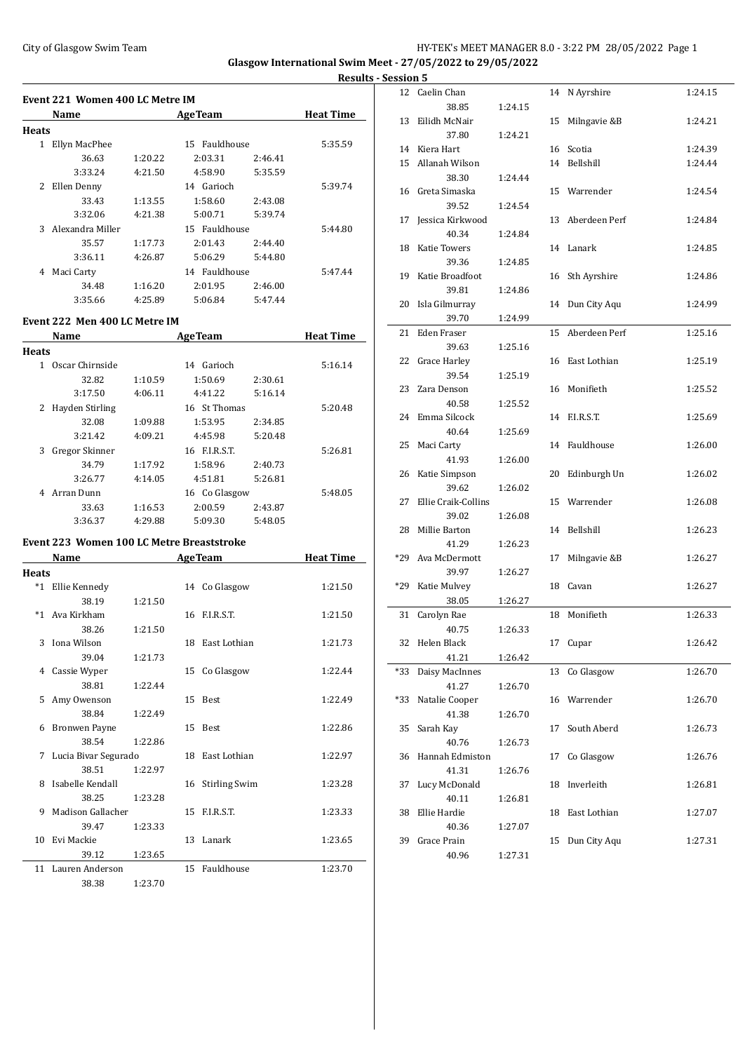# Glasgow International Swim Meet - 27/05/2022 to 29/05/2022

## Results - Session 5

### Event 221 Women 400 LC Metre IM

| | Name | Age | Team | Heat Time |
|---|---|---|---|---|
| **Heats** | | | | |
| 1 | Ellyn MacPhee | 15 | Fauldhouse | 5:35.59 |
| | 36.63 / 1:20.22 / 2:03.31 / 2:46.41 / 3:33.24 / 4:21.50 / 4:58.90 / 5:35.59 | | | |
| 2 | Ellen Denny | 14 | Garioch | 5:39.74 |
| | 33.43 / 1:13.55 / 1:58.60 / 2:43.08 / 3:32.06 / 4:21.38 / 5:00.71 / 5:39.74 | | | |
| 3 | Alexandra Miller | 15 | Fauldhouse | 5:44.80 |
| | 35.57 / 1:17.73 / 2:01.43 / 2:44.40 / 3:36.11 / 4:26.87 / 5:06.29 / 5:44.80 | | | |
| 4 | Maci Carty | 14 | Fauldhouse | 5:47.44 |
| | 34.48 / 1:16.20 / 2:01.95 / 2:46.00 / 3:35.66 / 4:25.89 / 5:06.84 / 5:47.44 | | | |

### Event 222 Men 400 LC Metre IM

| | Name | Age | Team | Heat Time |
|---|---|---|---|---|
| **Heats** | | | | |
| 1 | Oscar Chirnside | 14 | Garioch | 5:16.14 |
| | 32.82 / 1:10.59 / 1:50.69 / 2:30.61 / 3:17.50 / 4:06.11 / 4:41.22 / 5:16.14 | | | |
| 2 | Hayden Stirling | 16 | St Thomas | 5:20.48 |
| | 32.08 / 1:09.88 / 1:53.95 / 2:34.85 / 3:21.42 / 4:09.21 / 4:45.98 / 5:20.48 | | | |
| 3 | Gregor Skinner | 16 | F.I.R.S.T. | 5:26.81 |
| | 34.79 / 1:17.92 / 1:58.96 / 2:40.73 / 3:26.77 / 4:14.05 / 4:51.81 / 5:26.81 | | | |
| 4 | Arran Dunn | 16 | Co Glasgow | 5:48.05 |
| | 33.63 / 1:16.53 / 2:00.59 / 2:43.87 / 3:36.37 / 4:29.88 / 5:09.30 / 5:48.05 | | | |

### Event 223 Women 100 LC Metre Breaststroke

| | Name | Age | Team | Heat Time |
|---|---|---|---|---|
| **Heats** | | | | |
| *1 | Ellie Kennedy | 14 | Co Glasgow | 1:21.50 |
| | 38.19 / 1:21.50 | | | |
| *1 | Ava Kirkham | 16 | F.I.R.S.T. | 1:21.50 |
| | 38.26 / 1:21.50 | | | |
| 3 | Iona Wilson | 18 | East Lothian | 1:21.73 |
| | 39.04 / 1:21.73 | | | |
| 4 | Cassie Wyper | 15 | Co Glasgow | 1:22.44 |
| | 38.81 / 1:22.44 | | | |
| 5 | Amy Owenson | 15 | Best | 1:22.49 |
| | 38.84 / 1:22.49 | | | |
| 6 | Bronwen Payne | 15 | Best | 1:22.86 |
| | 38.54 / 1:22.86 | | | |
| 7 | Lucia Bivar Segurado | 18 | East Lothian | 1:22.97 |
| | 38.51 / 1:22.97 | | | |
| 8 | Isabelle Kendall | 16 | Stirling Swim | 1:23.28 |
| | 38.25 / 1:23.28 | | | |
| 9 | Madison Gallacher | 15 | F.I.R.S.T. | 1:23.33 |
| | 39.47 / 1:23.33 | | | |
| 10 | Evi Mackie | 13 | Lanark | 1:23.65 |
| | 39.12 / 1:23.65 | | | |
| 11 | Lauren Anderson | 15 | Fauldhouse | 1:23.70 |
| | 38.38 / 1:23.70 | | | |
| 12 | Caelin Chan | 14 | N Ayrshire | 1:24.15 |
| | 38.85 / 1:24.15 | | | |
| 13 | Eilidh McNair | 15 | Milngavie &B | 1:24.21 |
| | 37.80 / 1:24.21 | | | |
| 14 | Kiera Hart | 16 | Scotia | 1:24.39 |
| 15 | Allanah Wilson | 14 | Bellshill | 1:24.44 |
| | 38.30 / 1:24.44 | | | |
| 16 | Greta Simaska | 15 | Warrender | 1:24.54 |
| | 39.52 / 1:24.54 | | | |
| 17 | Jessica Kirkwood | 13 | Aberdeen Perf | 1:24.84 |
| | 40.34 / 1:24.84 | | | |
| 18 | Katie Towers | 14 | Lanark | 1:24.85 |
| | 39.36 / 1:24.85 | | | |
| 19 | Katie Broadfoot | 16 | Sth Ayrshire | 1:24.86 |
| | 39.81 / 1:24.86 | | | |
| 20 | Isla Gilmurray | 14 | Dun City Aqu | 1:24.99 |
| | 39.70 / 1:24.99 | | | |
| 21 | Eden Fraser | 15 | Aberdeen Perf | 1:25.16 |
| | 39.63 / 1:25.16 | | | |
| 22 | Grace Harley | 16 | East Lothian | 1:25.19 |
| | 39.54 / 1:25.19 | | | |
| 23 | Zara Denson | 16 | Monifieth | 1:25.52 |
| | 40.58 / 1:25.52 | | | |
| 24 | Emma Silcock | 14 | F.I.R.S.T. | 1:25.69 |
| | 40.64 / 1:25.69 | | | |
| 25 | Maci Carty | 14 | Fauldhouse | 1:26.00 |
| | 41.93 / 1:26.00 | | | |
| 26 | Katie Simpson | 20 | Edinburgh Un | 1:26.02 |
| | 39.62 / 1:26.02 | | | |
| 27 | Ellie Craik-Collins | 15 | Warrender | 1:26.08 |
| | 39.02 / 1:26.08 | | | |
| 28 | Millie Barton | 14 | Bellshill | 1:26.23 |
| | 41.29 / 1:26.23 | | | |
| *29 | Ava McDermott | 17 | Milngavie &B | 1:26.27 |
| | 39.97 / 1:26.27 | | | |
| *29 | Katie Mulvey | 18 | Cavan | 1:26.27 |
| | 38.05 / 1:26.27 | | | |
| 31 | Carolyn Rae | 18 | Monifieth | 1:26.33 |
| | 40.75 / 1:26.33 | | | |
| 32 | Helen Black | 17 | Cupar | 1:26.42 |
| | 41.21 / 1:26.42 | | | |
| *33 | Daisy MacInnes | 13 | Co Glasgow | 1:26.70 |
| | 41.27 / 1:26.70 | | | |
| *33 | Natalie Cooper | 16 | Warrender | 1:26.70 |
| | 41.38 / 1:26.70 | | | |
| 35 | Sarah Kay | 17 | South Aberd | 1:26.73 |
| | 40.76 / 1:26.73 | | | |
| 36 | Hannah Edmiston | 17 | Co Glasgow | 1:26.76 |
| | 41.31 / 1:26.76 | | | |
| 37 | Lucy McDonald | 18 | Inverleith | 1:26.81 |
| | 40.11 / 1:26.81 | | | |
| 38 | Ellie Hardie | 18 | East Lothian | 1:27.07 |
| | 40.36 / 1:27.07 | | | |
| 39 | Grace Prain | 15 | Dun City Aqu | 1:27.31 |
| | 40.96 / 1:27.31 | | | |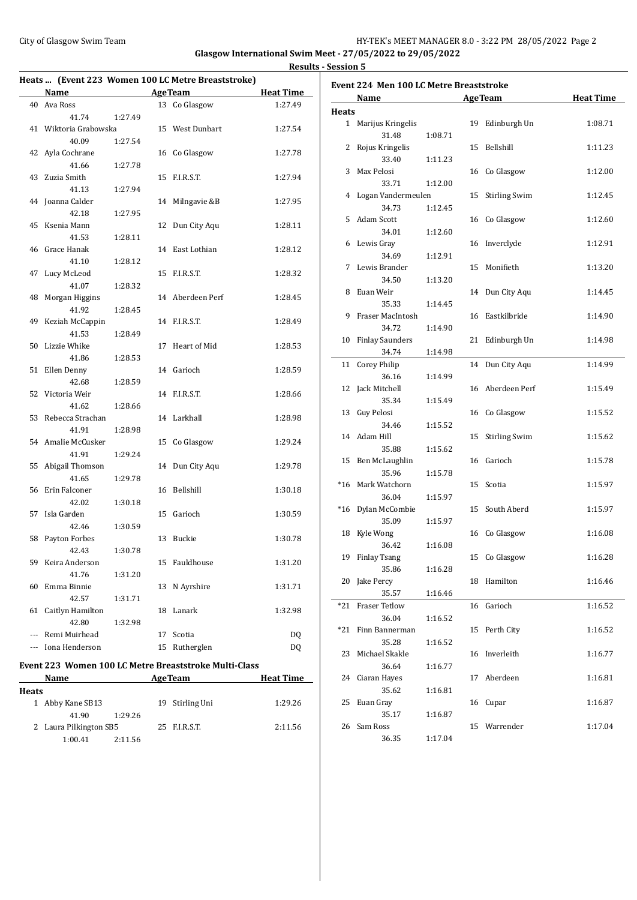Glasgow International Swim Meet - 27/05/2022 to 29/05/2022

Results - Session 5

## Heats ... (Event 223 Women 100 LC Metre Breaststroke)

| | Name | Age | Team | Heat Time |
|---|---|---|---|---|
| 40 | Ava Ross | 13 | Co Glasgow | 1:27.49 |
| | 41.74 1:27.49 | | | |
| 41 | Wiktoria Grabowska | 15 | West Dunbart | 1:27.54 |
| | 40.09 1:27.54 | | | |
| 42 | Ayla Cochrane | 16 | Co Glasgow | 1:27.78 |
| | 41.66 1:27.78 | | | |
| 43 | Zuzia Smith | 15 | F.I.R.S.T. | 1:27.94 |
| | 41.13 1:27.94 | | | |
| 44 | Joanna Calder | 14 | Milngavie &B | 1:27.95 |
| | 42.18 1:27.95 | | | |
| 45 | Ksenia Mann | 12 | Dun City Aqu | 1:28.11 |
| | 41.53 1:28.11 | | | |
| 46 | Grace Hanak | 14 | East Lothian | 1:28.12 |
| | 41.10 1:28.12 | | | |
| 47 | Lucy McLeod | 15 | F.I.R.S.T. | 1:28.32 |
| | 41.07 1:28.32 | | | |
| 48 | Morgan Higgins | 14 | Aberdeen Perf | 1:28.45 |
| | 41.92 1:28.45 | | | |
| 49 | Keziah McCappin | 14 | F.I.R.S.T. | 1:28.49 |
| | 41.53 1:28.49 | | | |
| 50 | Lizzie Whike | 17 | Heart of Mid | 1:28.53 |
| | 41.86 1:28.53 | | | |
| 51 | Ellen Denny | 14 | Garioch | 1:28.59 |
| | 42.68 1:28.59 | | | |
| 52 | Victoria Weir | 14 | F.I.R.S.T. | 1:28.66 |
| | 41.62 1:28.66 | | | |
| 53 | Rebecca Strachan | 14 | Larkhall | 1:28.98 |
| | 41.91 1:28.98 | | | |
| 54 | Amalie McCusker | 15 | Co Glasgow | 1:29.24 |
| | 41.91 1:29.24 | | | |
| 55 | Abigail Thomson | 14 | Dun City Aqu | 1:29.78 |
| | 41.65 1:29.78 | | | |
| 56 | Erin Falconer | 16 | Bellshill | 1:30.18 |
| | 42.02 1:30.18 | | | |
| 57 | Isla Garden | 15 | Garioch | 1:30.59 |
| | 42.46 1:30.59 | | | |
| 58 | Payton Forbes | 13 | Buckie | 1:30.78 |
| | 42.43 1:30.78 | | | |
| 59 | Keira Anderson | 15 | Fauldhouse | 1:31.20 |
| | 41.76 1:31.20 | | | |
| 60 | Emma Binnie | 13 | N Ayrshire | 1:31.71 |
| | 42.57 1:31.71 | | | |
| 61 | Caitlyn Hamilton | 18 | Lanark | 1:32.98 |
| | 42.80 1:32.98 | | | |
| --- | Remi Muirhead | 17 | Scotia | DQ |
| --- | Iona Henderson | 15 | Rutherglen | DQ |

## Event 223 Women 100 LC Metre Breaststroke Multi-Class

| | Name | Age | Team | Heat Time |
|---|---|---|---|---|
| **Heats** | | | | |
| 1 | Abby Kane SB13 | 19 | Stirling Uni | 1:29.26 |
| | 41.90 1:29.26 | | | |
| 2 | Laura Pilkington SB5 | 25 | F.I.R.S.T. | 2:11.56 |
| | 1:00.41 2:11.56 | | | |

## Event 224 Men 100 LC Metre Breaststroke

| | Name | Age | Team | Heat Time |
|---|---|---|---|---|
| **Heats** | | | | |
| 1 | Marijus Kringelis | 19 | Edinburgh Un | 1:08.71 |
| | 31.48 1:08.71 | | | |
| 2 | Rojus Kringelis | 15 | Bellshill | 1:11.23 |
| | 33.40 1:11.23 | | | |
| 3 | Max Pelosi | 16 | Co Glasgow | 1:12.00 |
| | 33.71 1:12.00 | | | |
| 4 | Logan Vandermeulen | 15 | Stirling Swim | 1:12.45 |
| | 34.73 1:12.45 | | | |
| 5 | Adam Scott | 16 | Co Glasgow | 1:12.60 |
| | 34.01 1:12.60 | | | |
| 6 | Lewis Gray | 16 | Inverclyde | 1:12.91 |
| | 34.69 1:12.91 | | | |
| 7 | Lewis Brander | 15 | Monifieth | 1:13.20 |
| | 34.50 1:13.20 | | | |
| 8 | Euan Weir | 14 | Dun City Aqu | 1:14.45 |
| | 35.33 1:14.45 | | | |
| 9 | Fraser MacIntosh | 16 | Eastkilbride | 1:14.90 |
| | 34.72 1:14.90 | | | |
| 10 | Finlay Saunders | 21 | Edinburgh Un | 1:14.98 |
| | 34.74 1:14.98 | | | |
| 11 | Corey Philip | 14 | Dun City Aqu | 1:14.99 |
| | 36.16 1:14.99 | | | |
| 12 | Jack Mitchell | 16 | Aberdeen Perf | 1:15.49 |
| | 35.34 1:15.49 | | | |
| 13 | Guy Pelosi | 16 | Co Glasgow | 1:15.52 |
| | 34.46 1:15.52 | | | |
| 14 | Adam Hill | 15 | Stirling Swim | 1:15.62 |
| | 35.88 1:15.62 | | | |
| 15 | Ben McLaughlin | 16 | Garioch | 1:15.78 |
| | 35.96 1:15.78 | | | |
| *16 | Mark Watchorn | 15 | Scotia | 1:15.97 |
| | 36.04 1:15.97 | | | |
| *16 | Dylan McCombie | 15 | South Aberd | 1:15.97 |
| | 35.09 1:15.97 | | | |
| 18 | Kyle Wong | 16 | Co Glasgow | 1:16.08 |
| | 36.42 1:16.08 | | | |
| 19 | Finlay Tsang | 15 | Co Glasgow | 1:16.28 |
| | 35.86 1:16.28 | | | |
| 20 | Jake Percy | 18 | Hamilton | 1:16.46 |
| | 35.57 1:16.46 | | | |
| *21 | Fraser Tetlow | 16 | Garioch | 1:16.52 |
| | 36.04 1:16.52 | | | |
| *21 | Finn Bannerman | 15 | Perth City | 1:16.52 |
| | 35.28 1:16.52 | | | |
| 23 | Michael Skakle | 16 | Inverleith | 1:16.77 |
| | 36.64 1:16.77 | | | |
| 24 | Ciaran Hayes | 17 | Aberdeen | 1:16.81 |
| | 35.62 1:16.81 | | | |
| 25 | Euan Gray | 16 | Cupar | 1:16.87 |
| | 35.17 1:16.87 | | | |
| 26 | Sam Ross | 15 | Warrender | 1:17.04 |
| | 36.35 1:17.04 | | | |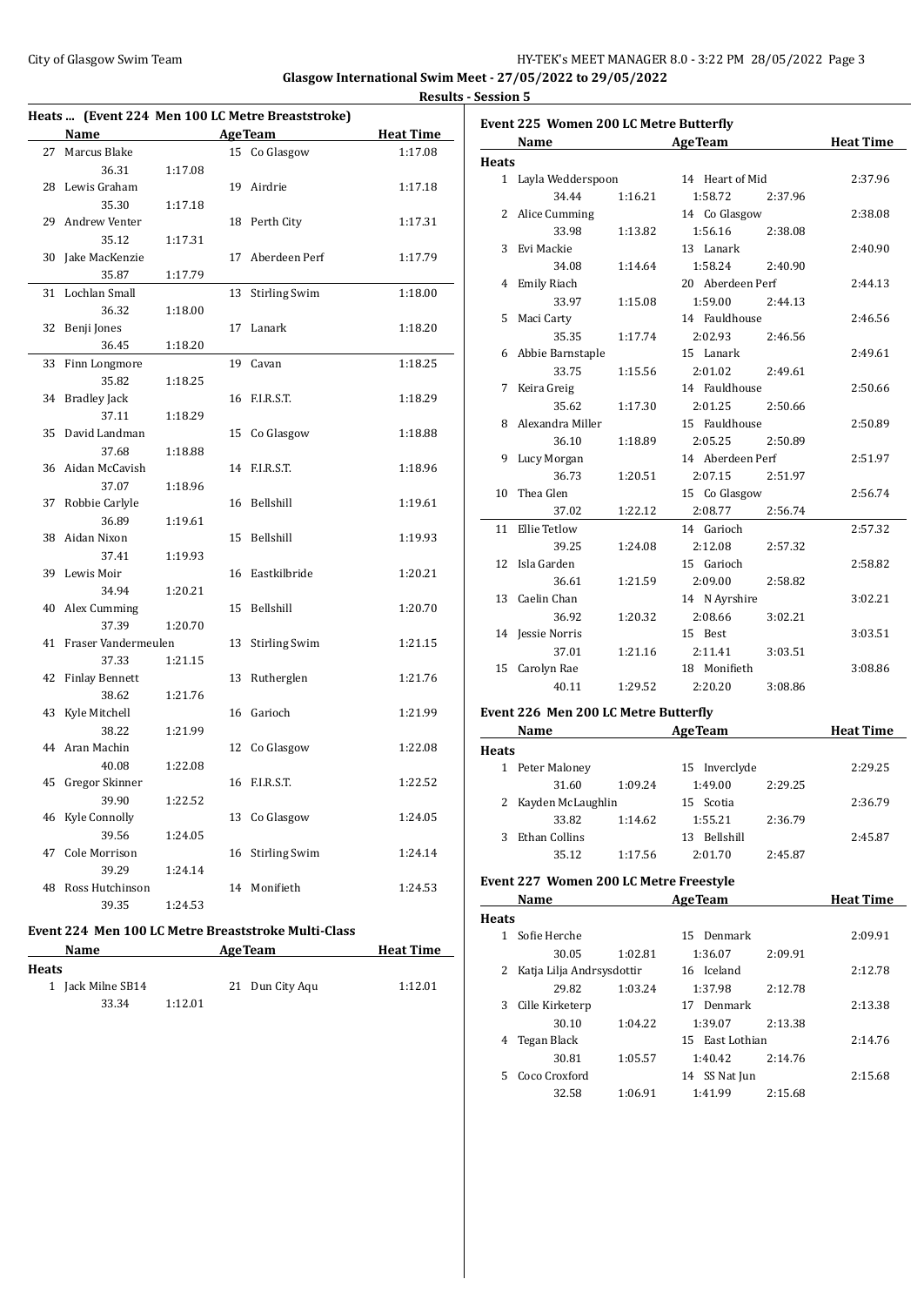**Glasgow International Swim Meet - 27/05/2022 to 29/05/2022**

**Results - Session 5**

### Heats ... (Event 224 Men 100 LC Metre Breaststroke)

| | Name | Age | Team | Heat Time |
|---|---|---|---|---|
| 27 | Marcus Blake | 15 | Co Glasgow | 1:17.08 |
| | 36.31 1:17.08 | | | |
| 28 | Lewis Graham | 19 | Airdrie | 1:17.18 |
| | 35.30 1:17.18 | | | |
| 29 | Andrew Venter | 18 | Perth City | 1:17.31 |
| | 35.12 1:17.31 | | | |
| 30 | Jake MacKenzie | 17 | Aberdeen Perf | 1:17.79 |
| | 35.87 1:17.79 | | | |
| 31 | Lochlan Small | 13 | Stirling Swim | 1:18.00 |
| | 36.32 1:18.00 | | | |
| 32 | Benji Jones | 17 | Lanark | 1:18.20 |
| | 36.45 1:18.20 | | | |
| 33 | Finn Longmore | 19 | Cavan | 1:18.25 |
| | 35.82 1:18.25 | | | |
| 34 | Bradley Jack | 16 | F.I.R.S.T. | 1:18.29 |
| | 37.11 1:18.29 | | | |
| 35 | David Landman | 15 | Co Glasgow | 1:18.88 |
| | 37.68 1:18.88 | | | |
| 36 | Aidan McCavish | 14 | F.I.R.S.T. | 1:18.96 |
| | 37.07 1:18.96 | | | |
| 37 | Robbie Carlyle | 16 | Bellshill | 1:19.61 |
| | 36.89 1:19.61 | | | |
| 38 | Aidan Nixon | 15 | Bellshill | 1:19.93 |
| | 37.41 1:19.93 | | | |
| 39 | Lewis Moir | 16 | Eastkilbride | 1:20.21 |
| | 34.94 1:20.21 | | | |
| 40 | Alex Cumming | 15 | Bellshill | 1:20.70 |
| | 37.39 1:20.70 | | | |
| 41 | Fraser Vandermeulen | 13 | Stirling Swim | 1:21.15 |
| | 37.33 1:21.15 | | | |
| 42 | Finlay Bennett | 13 | Rutherglen | 1:21.76 |
| | 38.62 1:21.76 | | | |
| 43 | Kyle Mitchell | 16 | Garioch | 1:21.99 |
| | 38.22 1:21.99 | | | |
| 44 | Aran Machin | 12 | Co Glasgow | 1:22.08 |
| | 40.08 1:22.08 | | | |
| 45 | Gregor Skinner | 16 | F.I.R.S.T. | 1:22.52 |
| | 39.90 1:22.52 | | | |
| 46 | Kyle Connolly | 13 | Co Glasgow | 1:24.05 |
| | 39.56 1:24.05 | | | |
| 47 | Cole Morrison | 16 | Stirling Swim | 1:24.14 |
| | 39.29 1:24.14 | | | |
| 48 | Ross Hutchinson | 14 | Monifieth | 1:24.53 |
| | 39.35 1:24.53 | | | |

### Event 224 Men 100 LC Metre Breaststroke Multi-Class

| | Name | Age | Team | Heat Time |
|---|---|---|---|---|
| **Heats** | | | | |
| 1 | Jack Milne SB14 | 21 | Dun City Aqu | 1:12.01 |
| | 33.34 1:12.01 | | | |

### Event 225 Women 200 LC Metre Butterfly

| | Name | Age | Team | Heat Time |
|---|---|---|---|---|
| **Heats** | | | | |
| 1 | Layla Wedderspoon | 14 | Heart of Mid | 2:37.96 |
| | 34.44 1:16.21 1:58.72 2:37.96 | | | |
| 2 | Alice Cumming | 14 | Co Glasgow | 2:38.08 |
| | 33.98 1:13.82 1:56.16 2:38.08 | | | |
| 3 | Evi Mackie | 13 | Lanark | 2:40.90 |
| | 34.08 1:14.64 1:58.24 2:40.90 | | | |
| 4 | Emily Riach | 20 | Aberdeen Perf | 2:44.13 |
| | 33.97 1:15.08 1:59.00 2:44.13 | | | |
| 5 | Maci Carty | 14 | Fauldhouse | 2:46.56 |
| | 35.35 1:17.74 2:02.93 2:46.56 | | | |
| 6 | Abbie Barnstaple | 15 | Lanark | 2:49.61 |
| | 33.75 1:15.56 2:01.02 2:49.61 | | | |
| 7 | Keira Greig | 14 | Fauldhouse | 2:50.66 |
| | 35.62 1:17.30 2:01.25 2:50.66 | | | |
| 8 | Alexandra Miller | 15 | Fauldhouse | 2:50.89 |
| | 36.10 1:18.89 2:05.25 2:50.89 | | | |
| 9 | Lucy Morgan | 14 | Aberdeen Perf | 2:51.97 |
| | 36.73 1:20.51 2:07.15 2:51.97 | | | |
| 10 | Thea Glen | 15 | Co Glasgow | 2:56.74 |
| | 37.02 1:22.12 2:08.77 2:56.74 | | | |
| 11 | Ellie Tetlow | 14 | Garioch | 2:57.32 |
| | 39.25 1:24.08 2:12.08 2:57.32 | | | |
| 12 | Isla Garden | 15 | Garioch | 2:58.82 |
| | 36.61 1:21.59 2:09.00 2:58.82 | | | |
| 13 | Caelin Chan | 14 | N Ayrshire | 3:02.21 |
| | 36.92 1:20.32 2:08.66 3:02.21 | | | |
| 14 | Jessie Norris | 15 | Best | 3:03.51 |
| | 37.01 1:21.16 2:11.41 3:03.51 | | | |
| 15 | Carolyn Rae | 18 | Monifieth | 3:08.86 |
| | 40.11 1:29.52 2:20.20 3:08.86 | | | |

### Event 226 Men 200 LC Metre Butterfly

| | Name | Age | Team | Heat Time |
|---|---|---|---|---|
| **Heats** | | | | |
| 1 | Peter Maloney | 15 | Inverclyde | 2:29.25 |
| | 31.60 1:09.24 1:49.00 2:29.25 | | | |
| 2 | Kayden McLaughlin | 15 | Scotia | 2:36.79 |
| | 33.82 1:14.62 1:55.21 2:36.79 | | | |
| 3 | Ethan Collins | 13 | Bellshill | 2:45.87 |
| | 35.12 1:17.56 2:01.70 2:45.87 | | | |

### Event 227 Women 200 LC Metre Freestyle

| | Name | Age | Team | Heat Time |
|---|---|---|---|---|
| **Heats** | | | | |
| 1 | Sofie Herche | 15 | Denmark | 2:09.91 |
| | 30.05 1:02.81 1:36.07 2:09.91 | | | |
| 2 | Katja Lilja Andrsysdottir | 16 | Iceland | 2:12.78 |
| | 29.82 1:03.24 1:37.98 2:12.78 | | | |
| 3 | Cille Kirketerp | 17 | Denmark | 2:13.38 |
| | 30.10 1:04.22 1:39.07 2:13.38 | | | |
| 4 | Tegan Black | 15 | East Lothian | 2:14.76 |
| | 30.81 1:05.57 1:40.42 2:14.76 | | | |
| 5 | Coco Croxford | 14 | SS Nat Jun | 2:15.68 |
| | 32.58 1:06.91 1:41.99 2:15.68 | | | |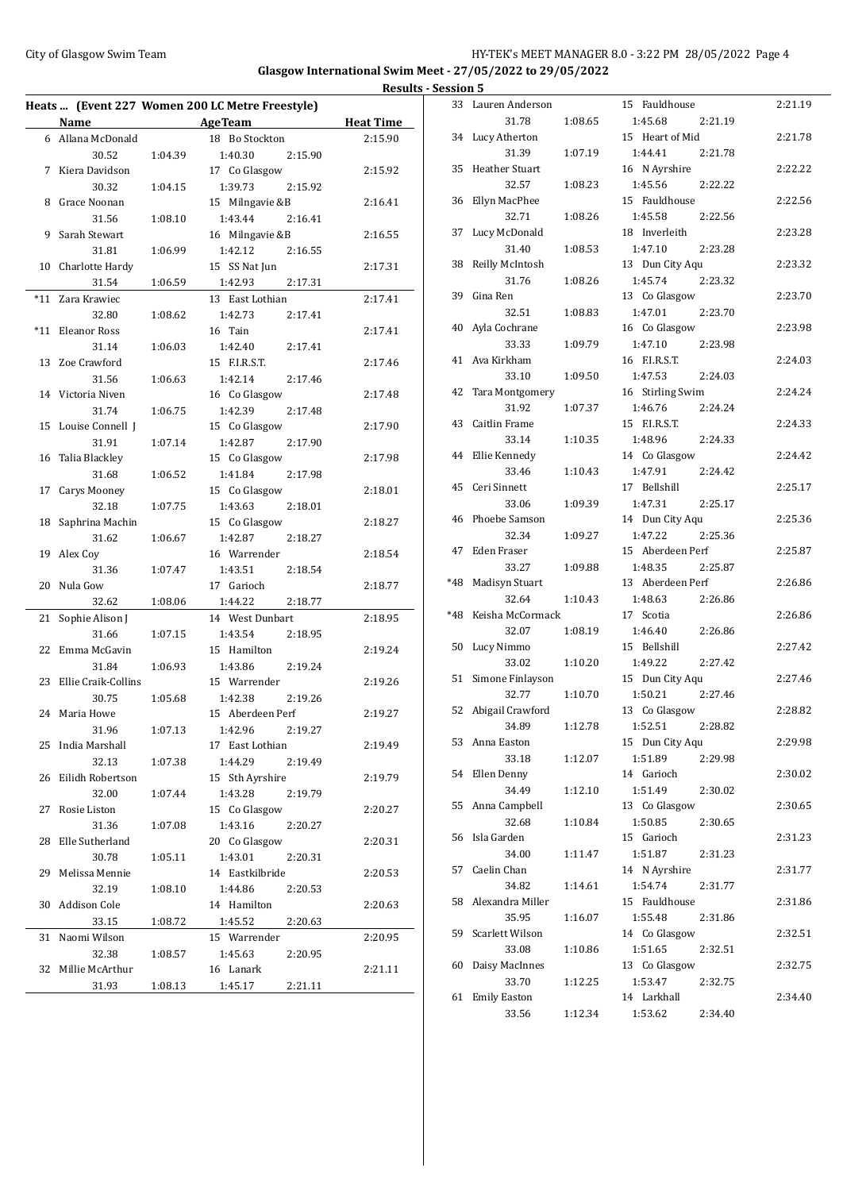# Glasgow International Swim Meet - 27/05/2022 to 29/05/2022

## Results - Session 5

### Heats ... (Event 227 Women 200 LC Metre Freestyle)

| | Name | Age | Team | Heat Time |
|---|---|---|---|---|
| 6 | Allana McDonald | 18 | Bo Stockton | 2:15.90 |
| | 30.52 1:04.39 1:40.30 2:15.90 | | | |
| 7 | Kiera Davidson | 17 | Co Glasgow | 2:15.92 |
| | 30.32 1:04.15 1:39.73 2:15.92 | | | |
| 8 | Grace Noonan | 15 | Milngavie &B | 2:16.41 |
| | 31.56 1:08.10 1:43.44 2:16.41 | | | |
| 9 | Sarah Stewart | 16 | Milngavie &B | 2:16.55 |
| | 31.81 1:06.99 1:42.12 2:16.55 | | | |
| 10 | Charlotte Hardy | 15 | SS Nat Jun | 2:17.31 |
| | 31.54 1:06.59 1:42.93 2:17.31 | | | |
| *11 | Zara Krawiec | 13 | East Lothian | 2:17.41 |
| | 32.80 1:08.62 1:42.73 2:17.41 | | | |
| *11 | Eleanor Ross | 16 | Tain | 2:17.41 |
| | 31.14 1:06.03 1:42.40 2:17.41 | | | |
| 13 | Zoe Crawford | 15 | F.I.R.S.T. | 2:17.46 |
| | 31.56 1:06.63 1:42.14 2:17.46 | | | |
| 14 | Victoria Niven | 16 | Co Glasgow | 2:17.48 |
| | 31.74 1:06.75 1:42.39 2:17.48 | | | |
| 15 | Louise Connell J | 15 | Co Glasgow | 2:17.90 |
| | 31.91 1:07.14 1:42.87 2:17.90 | | | |
| 16 | Talia Blackley | 15 | Co Glasgow | 2:17.98 |
| | 31.68 1:06.52 1:41.84 2:17.98 | | | |
| 17 | Carys Mooney | 15 | Co Glasgow | 2:18.01 |
| | 32.18 1:07.75 1:43.63 2:18.01 | | | |
| 18 | Saphrina Machin | 15 | Co Glasgow | 2:18.27 |
| | 31.62 1:06.67 1:42.87 2:18.27 | | | |
| 19 | Alex Coy | 16 | Warrender | 2:18.54 |
| | 31.36 1:07.47 1:43.51 2:18.54 | | | |
| 20 | Nula Gow | 17 | Garioch | 2:18.77 |
| | 32.62 1:08.06 1:44.22 2:18.77 | | | |
| 21 | Sophie Alison J | 14 | West Dunbart | 2:18.95 |
| | 31.66 1:07.15 1:43.54 2:18.95 | | | |
| 22 | Emma McGavin | 15 | Hamilton | 2:19.24 |
| | 31.84 1:06.93 1:43.86 2:19.24 | | | |
| 23 | Ellie Craik-Collins | 15 | Warrender | 2:19.26 |
| | 30.75 1:05.68 1:42.38 2:19.26 | | | |
| 24 | Maria Howe | 15 | Aberdeen Perf | 2:19.27 |
| | 31.96 1:07.13 1:42.96 2:19.27 | | | |
| 25 | India Marshall | 17 | East Lothian | 2:19.49 |
| | 32.13 1:07.38 1:44.29 2:19.49 | | | |
| 26 | Eilidh Robertson | 15 | Sth Ayrshire | 2:19.79 |
| | 32.00 1:07.44 1:43.28 2:19.79 | | | |
| 27 | Rosie Liston | 15 | Co Glasgow | 2:20.27 |
| | 31.36 1:07.08 1:43.16 2:20.27 | | | |
| 28 | Elle Sutherland | 20 | Co Glasgow | 2:20.31 |
| | 30.78 1:05.11 1:43.01 2:20.31 | | | |
| 29 | Melissa Mennie | 14 | Eastkilbride | 2:20.53 |
| | 32.19 1:08.10 1:44.86 2:20.53 | | | |
| 30 | Addison Cole | 14 | Hamilton | 2:20.63 |
| | 33.15 1:08.72 1:45.52 2:20.63 | | | |
| 31 | Naomi Wilson | 15 | Warrender | 2:20.95 |
| | 32.38 1:08.57 1:45.63 2:20.95 | | | |
| 32 | Millie McArthur | 16 | Lanark | 2:21.11 |
| | 31.93 1:08.13 1:45.17 2:21.11 | | | |
| 33 | Lauren Anderson | 15 | Fauldhouse | 2:21.19 |
| | 31.78 1:08.65 1:45.68 2:21.19 | | | |
| 34 | Lucy Atherton | 15 | Heart of Mid | 2:21.78 |
| | 31.39 1:07.19 1:44.41 2:21.78 | | | |
| 35 | Heather Stuart | 16 | N Ayrshire | 2:22.22 |
| | 32.57 1:08.23 1:45.56 2:22.22 | | | |
| 36 | Ellyn MacPhee | 15 | Fauldhouse | 2:22.56 |
| | 32.71 1:08.26 1:45.58 2:22.56 | | | |
| 37 | Lucy McDonald | 18 | Inverleith | 2:23.28 |
| | 31.40 1:08.53 1:47.10 2:23.28 | | | |
| 38 | Reilly McIntosh | 13 | Dun City Aqu | 2:23.32 |
| | 31.76 1:08.26 1:45.74 2:23.32 | | | |
| 39 | Gina Ren | 13 | Co Glasgow | 2:23.70 |
| | 32.51 1:08.83 1:47.01 2:23.70 | | | |
| 40 | Ayla Cochrane | 16 | Co Glasgow | 2:23.98 |
| | 33.33 1:09.79 1:47.10 2:23.98 | | | |
| 41 | Ava Kirkham | 16 | F.I.R.S.T. | 2:24.03 |
| | 33.10 1:09.50 1:47.53 2:24.03 | | | |
| 42 | Tara Montgomery | 16 | Stirling Swim | 2:24.24 |
| | 31.92 1:07.37 1:46.76 2:24.24 | | | |
| 43 | Caitlin Frame | 15 | F.I.R.S.T. | 2:24.33 |
| | 33.14 1:10.35 1:48.96 2:24.33 | | | |
| 44 | Ellie Kennedy | 14 | Co Glasgow | 2:24.42 |
| | 33.46 1:10.43 1:47.91 2:24.42 | | | |
| 45 | Ceri Sinnett | 17 | Bellshill | 2:25.17 |
| | 33.06 1:09.39 1:47.31 2:25.17 | | | |
| 46 | Phoebe Samson | 14 | Dun City Aqu | 2:25.36 |
| | 32.34 1:09.27 1:47.22 2:25.36 | | | |
| 47 | Eden Fraser | 15 | Aberdeen Perf | 2:25.87 |
| | 33.27 1:09.88 1:48.35 2:25.87 | | | |
| *48 | Madisyn Stuart | 13 | Aberdeen Perf | 2:26.86 |
| | 32.64 1:10.43 1:48.63 2:26.86 | | | |
| *48 | Keisha McCormack | 17 | Scotia | 2:26.86 |
| | 32.07 1:08.19 1:46.40 2:26.86 | | | |
| 50 | Lucy Nimmo | 15 | Bellshill | 2:27.42 |
| | 33.02 1:10.20 1:49.22 2:27.42 | | | |
| 51 | Simone Finlayson | 15 | Dun City Aqu | 2:27.46 |
| | 32.77 1:10.70 1:50.21 2:27.46 | | | |
| 52 | Abigail Crawford | 13 | Co Glasgow | 2:28.82 |
| | 34.89 1:12.78 1:52.51 2:28.82 | | | |
| 53 | Anna Easton | 15 | Dun City Aqu | 2:29.98 |
| | 33.18 1:12.07 1:51.89 2:29.98 | | | |
| 54 | Ellen Denny | 14 | Garioch | 2:30.02 |
| | 34.49 1:12.10 1:51.49 2:30.02 | | | |
| 55 | Anna Campbell | 13 | Co Glasgow | 2:30.65 |
| | 32.68 1:10.84 1:50.85 2:30.65 | | | |
| 56 | Isla Garden | 15 | Garioch | 2:31.23 |
| | 34.00 1:11.47 1:51.87 2:31.23 | | | |
| 57 | Caelin Chan | 14 | N Ayrshire | 2:31.77 |
| | 34.82 1:14.61 1:54.74 2:31.77 | | | |
| 58 | Alexandra Miller | 15 | Fauldhouse | 2:31.86 |
| | 35.95 1:16.07 1:55.48 2:31.86 | | | |
| 59 | Scarlett Wilson | 14 | Co Glasgow | 2:32.51 |
| | 33.08 1:10.86 1:51.65 2:32.51 | | | |
| 60 | Daisy MacInnes | 13 | Co Glasgow | 2:32.75 |
| | 33.70 1:12.25 1:53.47 2:32.75 | | | |
| 61 | Emily Easton | 14 | Larkhall | 2:34.40 |
| | 33.56 1:12.34 1:53.62 2:34.40 | | | |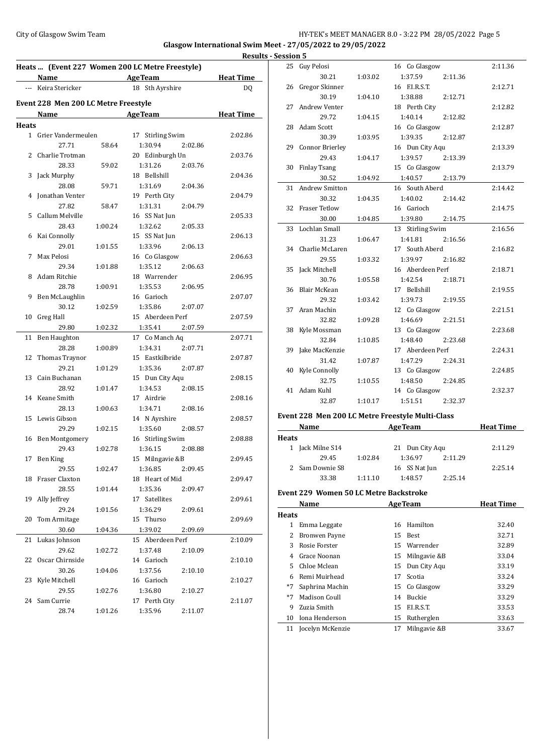## Heats ... (Event 227 Women 200 LC Metre Freestyle)

| Name | AgeTeam | Heat Time |
|---|---|---|
| --- Keira Stericker | 18 Sth Ayrshire | DQ |

## Event 228 Men 200 LC Metre Freestyle

| Name | | AgeTeam | | Heat Time |
|---|---|---|---|---|
| **Heats** | | | | |
| 1 Grier Vandermeulen | | 17 Stirling Swim | | 2:02.86 |
| 27.71 | 58.64 | 1:30.94 | 2:02.86 | |
| 2 Charlie Trotman | | 20 Edinburgh Un | | 2:03.76 |
| 28.33 | 59.02 | 1:31.26 | 2:03.76 | |
| 3 Jack Murphy | | 18 Bellshill | | 2:04.36 |
| 28.08 | 59.71 | 1:31.69 | 2:04.36 | |
| 4 Jonathan Venter | | 19 Perth City | | 2:04.79 |
| 27.82 | 58.47 | 1:31.31 | 2:04.79 | |
| 5 Callum Melville | | 16 SS Nat Jun | | 2:05.33 |
| 28.43 | 1:00.24 | 1:32.62 | 2:05.33 | |
| 6 Kai Connolly | | 15 SS Nat Jun | | 2:06.13 |
| 29.01 | 1:01.55 | 1:33.96 | 2:06.13 | |
| 7 Max Pelosi | | 16 Co Glasgow | | 2:06.63 |
| 29.34 | 1:01.88 | 1:35.12 | 2:06.63 | |
| 8 Adam Ritchie | | 18 Warrender | | 2:06.95 |
| 28.78 | 1:00.91 | 1:35.53 | 2:06.95 | |
| 9 Ben McLaughlin | | 16 Garioch | | 2:07.07 |
| 30.12 | 1:02.59 | 1:35.86 | 2:07.07 | |
| 10 Greg Hall | | 15 Aberdeen Perf | | 2:07.59 |
| 29.80 | 1:02.32 | 1:35.41 | 2:07.59 | |
| 11 Ben Haughton | | 17 Co Manch Aq | | 2:07.71 |
| 28.28 | 1:00.89 | 1:34.31 | 2:07.71 | |
| 12 Thomas Traynor | | 15 Eastkilbride | | 2:07.87 |
| 29.21 | 1:01.29 | 1:35.36 | 2:07.87 | |
| 13 Cain Buchanan | | 15 Dun City Aqu | | 2:08.15 |
| 28.92 | 1:01.47 | 1:34.53 | 2:08.15 | |
| 14 Keane Smith | | 17 Airdrie | | 2:08.16 |
| 28.13 | 1:00.63 | 1:34.71 | 2:08.16 | |
| 15 Lewis Gibson | | 14 N Ayrshire | | 2:08.57 |
| 29.29 | 1:02.15 | 1:35.60 | 2:08.57 | |
| 16 Ben Montgomery | | 16 Stirling Swim | | 2:08.88 |
| 29.43 | 1:02.78 | 1:36.15 | 2:08.88 | |
| 17 Ben King | | 15 Milngavie &B | | 2:09.45 |
| 29.55 | 1:02.47 | 1:36.85 | 2:09.45 | |
| 18 Fraser Claxton | | 18 Heart of Mid | | 2:09.47 |
| 28.55 | 1:01.44 | 1:35.36 | 2:09.47 | |
| 19 Ally Jeffrey | | 17 Satellites | | 2:09.61 |
| 29.24 | 1:01.56 | 1:36.29 | 2:09.61 | |
| 20 Tom Armitage | | 15 Thurso | | 2:09.69 |
| 30.60 | 1:04.36 | 1:39.02 | 2:09.69 | |
| 21 Lukas Johnson | | 15 Aberdeen Perf | | 2:10.09 |
| 29.62 | 1:02.72 | 1:37.48 | 2:10.09 | |
| 22 Oscar Chirnside | | 14 Garioch | | 2:10.10 |
| 30.26 | 1:04.06 | 1:37.56 | 2:10.10 | |
| 23 Kyle Mitchell | | 16 Garioch | | 2:10.27 |
| 29.55 | 1:02.76 | 1:36.80 | 2:10.27 | |
| 24 Sam Currie | | 17 Perth City | | 2:11.07 |
| 28.74 | 1:01.26 | 1:35.96 | 2:11.07 | |
| 25 Guy Pelosi | | 16 Co Glasgow | | 2:11.36 |
| 30.21 | 1:03.02 | 1:37.59 | 2:11.36 | |
| 26 Gregor Skinner | | 16 F.I.R.S.T. | | 2:12.71 |
| 30.19 | 1:04.10 | 1:38.88 | 2:12.71 | |
| 27 Andrew Venter | | 18 Perth City | | 2:12.82 |
| 29.72 | 1:04.15 | 1:40.14 | 2:12.82 | |
| 28 Adam Scott | | 16 Co Glasgow | | 2:12.87 |
| 30.39 | 1:03.95 | 1:39.35 | 2:12.87 | |
| 29 Connor Brierley | | 16 Dun City Aqu | | 2:13.39 |
| 29.43 | 1:04.17 | 1:39.57 | 2:13.39 | |
| 30 Finlay Tsang | | 15 Co Glasgow | | 2:13.79 |
| 30.52 | 1:04.92 | 1:40.57 | 2:13.79 | |
| 31 Andrew Smitton | | 16 South Aberd | | 2:14.42 |
| 30.32 | 1:04.35 | 1:40.02 | 2:14.42 | |
| 32 Fraser Tetlow | | 16 Garioch | | 2:14.75 |
| 30.00 | 1:04.85 | 1:39.80 | 2:14.75 | |
| 33 Lochlan Small | | 13 Stirling Swim | | 2:16.56 |
| 31.23 | 1:06.47 | 1:41.81 | 2:16.56 | |
| 34 Charlie McLaren | | 17 South Aberd | | 2:16.82 |
| 29.55 | 1:03.32 | 1:39.97 | 2:16.82 | |
| 35 Jack Mitchell | | 16 Aberdeen Perf | | 2:18.71 |
| 30.76 | 1:05.58 | 1:42.54 | 2:18.71 | |
| 36 Blair McKean | | 17 Bellshill | | 2:19.55 |
| 29.32 | 1:03.42 | 1:39.73 | 2:19.55 | |
| 37 Aran Machin | | 12 Co Glasgow | | 2:21.51 |
| 32.82 | 1:09.28 | 1:46.69 | 2:21.51 | |
| 38 Kyle Mossman | | 13 Co Glasgow | | 2:23.68 |
| 32.84 | 1:10.85 | 1:48.40 | 2:23.68 | |
| 39 Jake MacKenzie | | 17 Aberdeen Perf | | 2:24.31 |
| 31.42 | 1:07.87 | 1:47.29 | 2:24.31 | |
| 40 Kyle Connolly | | 13 Co Glasgow | | 2:24.85 |
| 32.75 | 1:10.55 | 1:48.50 | 2:24.85 | |
| 41 Adam Kuhl | | 14 Co Glasgow | | 2:32.37 |
| 32.87 | 1:10.17 | 1:51.51 | 2:32.37 | |

## Event 228 Men 200 LC Metre Freestyle Multi-Class

| Name | | AgeTeam | | Heat Time |
|---|---|---|---|---|
| **Heats** | | | | |
| 1 Jack Milne S14 | | 21 Dun City Aqu | | 2:11.29 |
| 29.45 | 1:02.84 | 1:36.97 | 2:11.29 | |
| 2 Sam Downie S8 | | 16 SS Nat Jun | | 2:25.14 |
| 33.38 | 1:11.10 | 1:48.57 | 2:25.14 | |

## Event 229 Women 50 LC Metre Backstroke

| | Name | Age | Team | Heat Time |
|---|---|---|---|---|
| **Heats** | | | | |
| 1 | Emma Leggate | 16 | Hamilton | 32.40 |
| 2 | Bronwen Payne | 15 | Best | 32.71 |
| 3 | Rosie Forster | 15 | Warrender | 32.89 |
| 4 | Grace Noonan | 15 | Milngavie &B | 33.04 |
| 5 | Chloe Mclean | 15 | Dun City Aqu | 33.19 |
| 6 | Remi Muirhead | 17 | Scotia | 33.24 |
| *7 | Saphrina Machin | 15 | Co Glasgow | 33.29 |
| *7 | Madison Coull | 14 | Buckie | 33.29 |
| 9 | Zuzia Smith | 15 | F.I.R.S.T. | 33.53 |
| 10 | Iona Henderson | 15 | Rutherglen | 33.63 |
| 11 | Jocelyn McKenzie | 17 | Milngavie &B | 33.67 |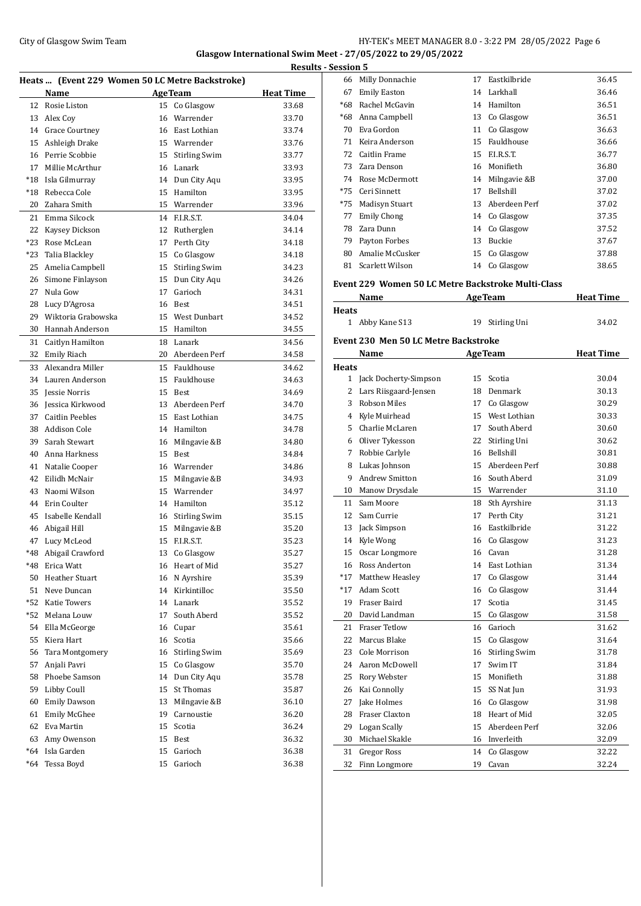Glasgow International Swim Meet - 27/05/2022 to 29/05/2022

Results - Session 5

### Heats ... (Event 229 Women 50 LC Metre Backstroke)

| | Name | Age | Team | Heat Time |
|---|---|---|---|---|
| 12 | Rosie Liston | 15 | Co Glasgow | 33.68 |
| 13 | Alex Coy | 16 | Warrender | 33.70 |
| 14 | Grace Courtney | 16 | East Lothian | 33.74 |
| 15 | Ashleigh Drake | 15 | Warrender | 33.76 |
| 16 | Perrie Scobbie | 15 | Stirling Swim | 33.77 |
| 17 | Millie McArthur | 16 | Lanark | 33.93 |
| *18 | Isla Gilmurray | 14 | Dun City Aqu | 33.95 |
| *18 | Rebecca Cole | 15 | Hamilton | 33.95 |
| 20 | Zahara Smith | 15 | Warrender | 33.96 |
| 21 | Emma Silcock | 14 | F.I.R.S.T. | 34.04 |
| 22 | Kaysey Dickson | 12 | Rutherglen | 34.14 |
| *23 | Rose McLean | 17 | Perth City | 34.18 |
| *23 | Talia Blackley | 15 | Co Glasgow | 34.18 |
| 25 | Amelia Campbell | 15 | Stirling Swim | 34.23 |
| 26 | Simone Finlayson | 15 | Dun City Aqu | 34.26 |
| 27 | Nula Gow | 17 | Garioch | 34.31 |
| 28 | Lucy D'Agrosa | 16 | Best | 34.51 |
| 29 | Wiktoria Grabowska | 15 | West Dunbart | 34.52 |
| 30 | Hannah Anderson | 15 | Hamilton | 34.55 |
| 31 | Caitlyn Hamilton | 18 | Lanark | 34.56 |
| 32 | Emily Riach | 20 | Aberdeen Perf | 34.58 |
| 33 | Alexandra Miller | 15 | Fauldhouse | 34.62 |
| 34 | Lauren Anderson | 15 | Fauldhouse | 34.63 |
| 35 | Jessie Norris | 15 | Best | 34.69 |
| 36 | Jessica Kirkwood | 13 | Aberdeen Perf | 34.70 |
| 37 | Caitlin Peebles | 15 | East Lothian | 34.75 |
| 38 | Addison Cole | 14 | Hamilton | 34.78 |
| 39 | Sarah Stewart | 16 | Milngavie &B | 34.80 |
| 40 | Anna Harkness | 15 | Best | 34.84 |
| 41 | Natalie Cooper | 16 | Warrender | 34.86 |
| 42 | Eilidh McNair | 15 | Milngavie &B | 34.93 |
| 43 | Naomi Wilson | 15 | Warrender | 34.97 |
| 44 | Erin Coulter | 14 | Hamilton | 35.12 |
| 45 | Isabelle Kendall | 16 | Stirling Swim | 35.15 |
| 46 | Abigail Hill | 15 | Milngavie &B | 35.20 |
| 47 | Lucy McLeod | 15 | F.I.R.S.T. | 35.23 |
| *48 | Abigail Crawford | 13 | Co Glasgow | 35.27 |
| *48 | Erica Watt | 16 | Heart of Mid | 35.27 |
| 50 | Heather Stuart | 16 | N Ayrshire | 35.39 |
| 51 | Neve Duncan | 14 | Kirkintilloc | 35.50 |
| *52 | Katie Towers | 14 | Lanark | 35.52 |
| *52 | Melana Louw | 17 | South Aberd | 35.52 |
| 54 | Ella McGeorge | 16 | Cupar | 35.61 |
| 55 | Kiera Hart | 16 | Scotia | 35.66 |
| 56 | Tara Montgomery | 16 | Stirling Swim | 35.69 |
| 57 | Anjali Pavri | 15 | Co Glasgow | 35.70 |
| 58 | Phoebe Samson | 14 | Dun City Aqu | 35.78 |
| 59 | Libby Coull | 15 | St Thomas | 35.87 |
| 60 | Emily Dawson | 13 | Milngavie &B | 36.10 |
| 61 | Emily McGhee | 19 | Carnoustie | 36.20 |
| 62 | Eva Martin | 15 | Scotia | 36.24 |
| 63 | Amy Owenson | 15 | Best | 36.32 |
| *64 | Isla Garden | 15 | Garioch | 36.38 |
| *64 | Tessa Boyd | 15 | Garioch | 36.38 |
| 66 | Milly Donnachie | 17 | Eastkilbride | 36.45 |
| 67 | Emily Easton | 14 | Larkhall | 36.46 |
| *68 | Rachel McGavin | 14 | Hamilton | 36.51 |
| *68 | Anna Campbell | 13 | Co Glasgow | 36.51 |
| 70 | Eva Gordon | 11 | Co Glasgow | 36.63 |
| 71 | Keira Anderson | 15 | Fauldhouse | 36.66 |
| 72 | Caitlin Frame | 15 | F.I.R.S.T. | 36.77 |
| 73 | Zara Denson | 16 | Monifieth | 36.80 |
| 74 | Rose McDermott | 14 | Milngavie &B | 37.00 |
| *75 | Ceri Sinnett | 17 | Bellshill | 37.02 |
| *75 | Madisyn Stuart | 13 | Aberdeen Perf | 37.02 |
| 77 | Emily Chong | 14 | Co Glasgow | 37.35 |
| 78 | Zara Dunn | 14 | Co Glasgow | 37.52 |
| 79 | Payton Forbes | 13 | Buckie | 37.67 |
| 80 | Amalie McCusker | 15 | Co Glasgow | 37.88 |
| 81 | Scarlett Wilson | 14 | Co Glasgow | 38.65 |

### Event 229 Women 50 LC Metre Backstroke Multi-Class

**Heats**

| | Name | Age | Team | Heat Time |
|---|---|---|---|---|
| 1 | Abby Kane S13 | 19 | Stirling Uni | 34.02 |

### Event 230 Men 50 LC Metre Backstroke

**Heats**

| | Name | Age | Team | Heat Time |
|---|---|---|---|---|
| 1 | Jack Docherty-Simpson | 15 | Scotia | 30.04 |
| 2 | Lars Riisgaard-Jensen | 18 | Denmark | 30.13 |
| 3 | Robson Miles | 17 | Co Glasgow | 30.29 |
| 4 | Kyle Muirhead | 15 | West Lothian | 30.33 |
| 5 | Charlie McLaren | 17 | South Aberd | 30.60 |
| 6 | Oliver Tykesson | 22 | Stirling Uni | 30.62 |
| 7 | Robbie Carlyle | 16 | Bellshill | 30.81 |
| 8 | Lukas Johnson | 15 | Aberdeen Perf | 30.88 |
| 9 | Andrew Smitton | 16 | South Aberd | 31.09 |
| 10 | Manow Drysdale | 15 | Warrender | 31.10 |
| 11 | Sam Moore | 18 | Sth Ayrshire | 31.13 |
| 12 | Sam Currie | 17 | Perth City | 31.21 |
| 13 | Jack Simpson | 16 | Eastkilbride | 31.22 |
| 14 | Kyle Wong | 16 | Co Glasgow | 31.23 |
| 15 | Oscar Longmore | 16 | Cavan | 31.28 |
| 16 | Ross Anderton | 14 | East Lothian | 31.34 |
| *17 | Matthew Heasley | 17 | Co Glasgow | 31.44 |
| *17 | Adam Scott | 16 | Co Glasgow | 31.44 |
| 19 | Fraser Baird | 17 | Scotia | 31.45 |
| 20 | David Landman | 15 | Co Glasgow | 31.58 |
| 21 | Fraser Tetlow | 16 | Garioch | 31.62 |
| 22 | Marcus Blake | 15 | Co Glasgow | 31.64 |
| 23 | Cole Morrison | 16 | Stirling Swim | 31.78 |
| 24 | Aaron McDowell | 17 | Swim IT | 31.84 |
| 25 | Rory Webster | 15 | Monifieth | 31.88 |
| 26 | Kai Connolly | 15 | SS Nat Jun | 31.93 |
| 27 | Jake Holmes | 16 | Co Glasgow | 31.98 |
| 28 | Fraser Claxton | 18 | Heart of Mid | 32.05 |
| 29 | Logan Scally | 15 | Aberdeen Perf | 32.06 |
| 30 | Michael Skakle | 16 | Inverleith | 32.09 |
| 31 | Gregor Ross | 14 | Co Glasgow | 32.22 |
| 32 | Finn Longmore | 19 | Cavan | 32.24 |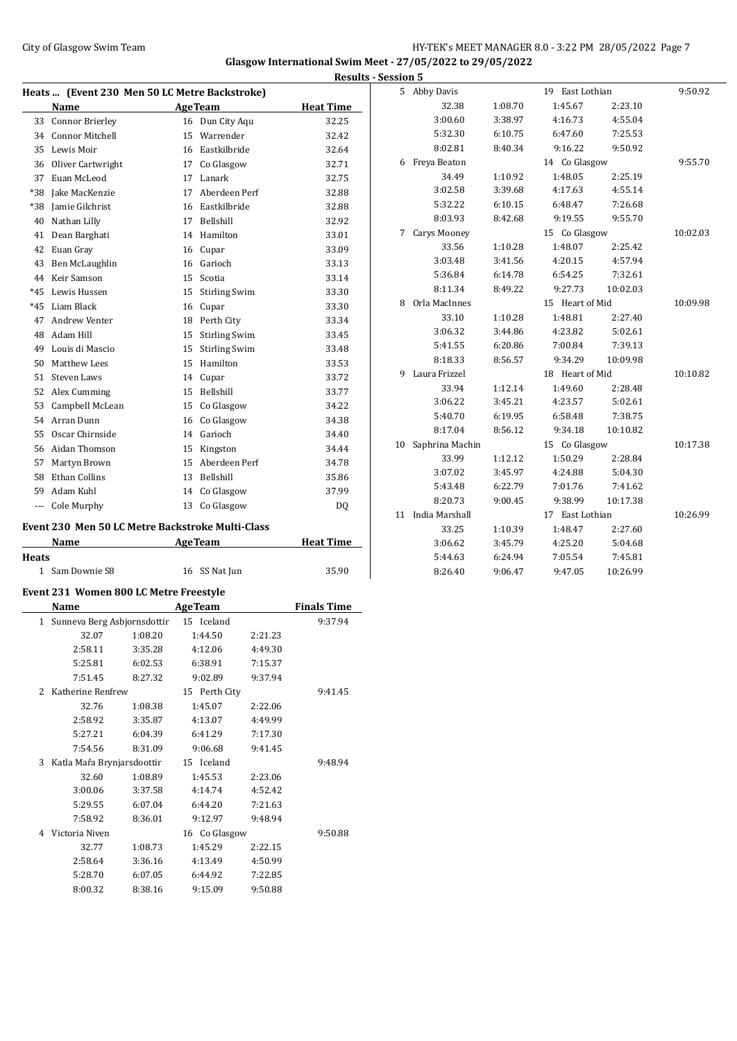**Glasgow International Swim Meet - 27/05/2022 to 29/05/2022**

**Results - Session 5**

### Heats ... (Event 230 Men 50 LC Metre Backstroke)

| | Name | Age | Team | Heat Time |
|---|---|---|---|---|
| 33 | Connor Brierley | 16 | Dun City Aqu | 32.25 |
| 34 | Connor Mitchell | 15 | Warrender | 32.42 |
| 35 | Lewis Moir | 16 | Eastkilbride | 32.64 |
| 36 | Oliver Cartwright | 17 | Co Glasgow | 32.71 |
| 37 | Euan McLeod | 17 | Lanark | 32.75 |
| *38 | Jake MacKenzie | 17 | Aberdeen Perf | 32.88 |
| *38 | Jamie Gilchrist | 16 | Eastkilbride | 32.88 |
| 40 | Nathan Lilly | 17 | Bellshill | 32.92 |
| 41 | Dean Barghati | 14 | Hamilton | 33.01 |
| 42 | Euan Gray | 16 | Cupar | 33.09 |
| 43 | Ben McLaughlin | 16 | Garioch | 33.13 |
| 44 | Keir Samson | 15 | Scotia | 33.14 |
| *45 | Lewis Hussen | 15 | Stirling Swim | 33.30 |
| *45 | Liam Black | 16 | Cupar | 33.30 |
| 47 | Andrew Venter | 18 | Perth City | 33.34 |
| 48 | Adam Hill | 15 | Stirling Swim | 33.45 |
| 49 | Louis di Mascio | 15 | Stirling Swim | 33.48 |
| 50 | Matthew Lees | 15 | Hamilton | 33.53 |
| 51 | Steven Laws | 14 | Cupar | 33.72 |
| 52 | Alex Cumming | 15 | Bellshill | 33.77 |
| 53 | Campbell McLean | 15 | Co Glasgow | 34.22 |
| 54 | Arran Dunn | 16 | Co Glasgow | 34.38 |
| 55 | Oscar Chirnside | 14 | Garioch | 34.40 |
| 56 | Aidan Thomson | 15 | Kingston | 34.44 |
| 57 | Martyn Brown | 15 | Aberdeen Perf | 34.78 |
| 58 | Ethan Collins | 13 | Bellshill | 35.86 |
| 59 | Adam Kuhl | 14 | Co Glasgow | 37.99 |
| --- | Cole Murphy | 13 | Co Glasgow | DQ |

### Event 230 Men 50 LC Metre Backstroke Multi-Class

| | Name | Age | Team | Heat Time |
|---|---|---|---|---|
| **Heats** | | | | |
| 1 | Sam Downie S8 | 16 | SS Nat Jun | 35.90 |

### Event 231 Women 800 LC Metre Freestyle

| | Name | Age | Team | | Finals Time |
|---|---|---|---|---|---|
| 1 | Sunneva Berg Asbjornsdottir | 15 | Iceland | | 9:37.94 |
| | 32.07 | 1:08.20 | 1:44.50 | 2:21.23 | |
| | 2:58.11 | 3:35.28 | 4:12.06 | 4:49.30 | |
| | 5:25.81 | 6:02.53 | 6:38.91 | 7:15.37 | |
| | 7:51.45 | 8:27.32 | 9:02.89 | 9:37.94 | |
| 2 | Katherine Renfrew | 15 | Perth City | | 9:41.45 |
| | 32.76 | 1:08.38 | 1:45.07 | 2:22.06 | |
| | 2:58.92 | 3:35.87 | 4:13.07 | 4:49.99 | |
| | 5:27.21 | 6:04.39 | 6:41.29 | 7:17.30 | |
| | 7:54.56 | 8:31.09 | 9:06.68 | 9:41.45 | |
| 3 | Katla Mafa Brynjarsdoottir | 15 | Iceland | | 9:48.94 |
| | 32.60 | 1:08.89 | 1:45.53 | 2:23.06 | |
| | 3:00.06 | 3:37.58 | 4:14.74 | 4:52.42 | |
| | 5:29.55 | 6:07.04 | 6:44.20 | 7:21.63 | |
| | 7:58.92 | 8:36.01 | 9:12.97 | 9:48.94 | |
| 4 | Victoria Niven | 16 | Co Glasgow | | 9:50.88 |
| | 32.77 | 1:08.73 | 1:45.29 | 2:22.15 | |
| | 2:58.64 | 3:36.16 | 4:13.49 | 4:50.99 | |
| | 5:28.70 | 6:07.05 | 6:44.92 | 7:22.85 | |
| | 8:00.32 | 8:38.16 | 9:15.09 | 9:50.88 | |
| 5 | Abby Davis | 19 | East Lothian | | 9:50.92 |
| | 32.38 | 1:08.70 | 1:45.67 | 2:23.10 | |
| | 3:00.60 | 3:38.97 | 4:16.73 | 4:55.04 | |
| | 5:32.30 | 6:10.75 | 6:47.60 | 7:25.53 | |
| | 8:02.81 | 8:40.34 | 9:16.22 | 9:50.92 | |
| 6 | Freya Beaton | 14 | Co Glasgow | | 9:55.70 |
| | 34.49 | 1:10.92 | 1:48.05 | 2:25.19 | |
| | 3:02.58 | 3:39.68 | 4:17.63 | 4:55.14 | |
| | 5:32.22 | 6:10.15 | 6:48.47 | 7:26.68 | |
| | 8:03.93 | 8:42.68 | 9:19.55 | 9:55.70 | |
| 7 | Carys Mooney | 15 | Co Glasgow | | 10:02.03 |
| | 33.56 | 1:10.28 | 1:48.07 | 2:25.42 | |
| | 3:03.48 | 3:41.56 | 4:20.15 | 4:57.94 | |
| | 5:36.84 | 6:14.78 | 6:54.25 | 7:32.61 | |
| | 8:11.34 | 8:49.22 | 9:27.73 | 10:02.03 | |
| 8 | Orla MacInnes | 15 | Heart of Mid | | 10:09.98 |
| | 33.10 | 1:10.28 | 1:48.81 | 2:27.40 | |
| | 3:06.32 | 3:44.86 | 4:23.82 | 5:02.61 | |
| | 5:41.55 | 6:20.86 | 7:00.84 | 7:39.13 | |
| | 8:18.33 | 8:56.57 | 9:34.29 | 10:09.98 | |
| 9 | Laura Frizzel | 18 | Heart of Mid | | 10:10.82 |
| | 33.94 | 1:12.14 | 1:49.60 | 2:28.48 | |
| | 3:06.22 | 3:45.21 | 4:23.57 | 5:02.61 | |
| | 5:40.70 | 6:19.95 | 6:58.48 | 7:38.75 | |
| | 8:17.04 | 8:56.12 | 9:34.18 | 10:10.82 | |
| 10 | Saphrina Machin | 15 | Co Glasgow | | 10:17.38 |
| | 33.99 | 1:12.12 | 1:50.29 | 2:28.84 | |
| | 3:07.02 | 3:45.97 | 4:24.88 | 5:04.30 | |
| | 5:43.48 | 6:22.79 | 7:01.76 | 7:41.62 | |
| | 8:20.73 | 9:00.45 | 9:38.99 | 10:17.38 | |
| 11 | India Marshall | 17 | East Lothian | | 10:26.99 |
| | 33.25 | 1:10.39 | 1:48.47 | 2:27.60 | |
| | 3:06.62 | 3:45.79 | 4:25.20 | 5:04.68 | |
| | 5:44.63 | 6:24.94 | 7:05.54 | 7:45.81 | |
| | 8:26.40 | 9:06.47 | 9:47.05 | 10:26.99 | |